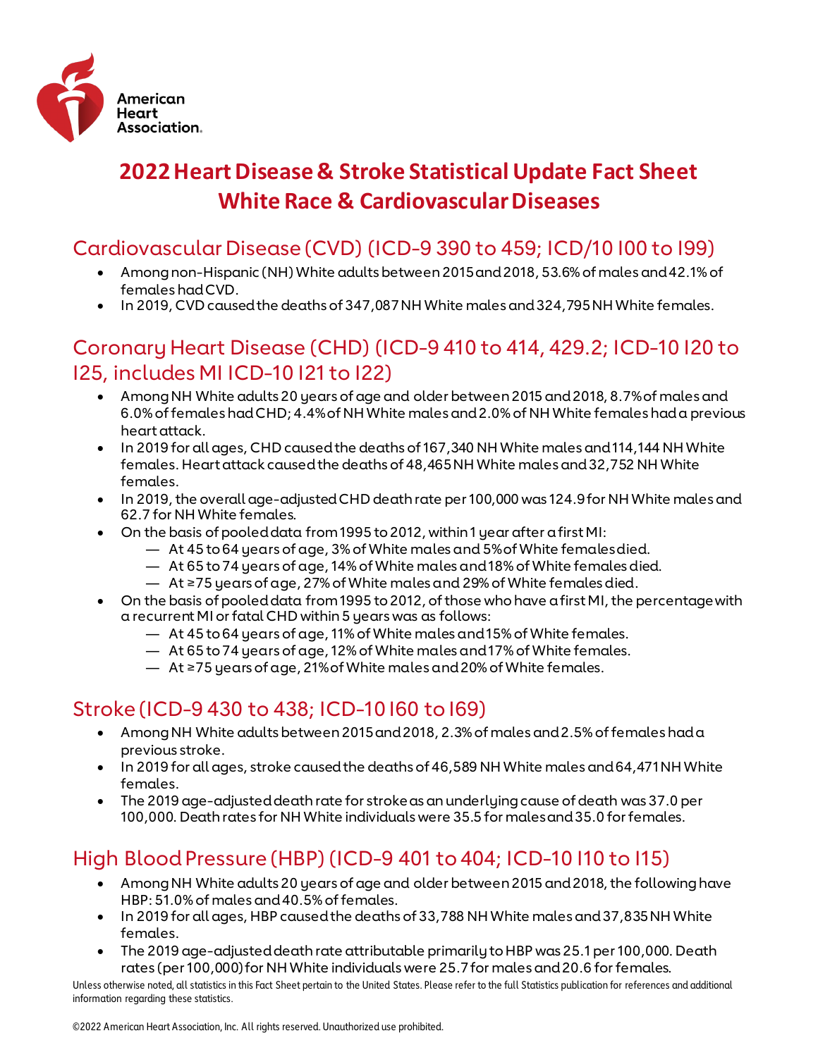American Heart Association.

# 2022 Heart Disease & Stroke Statistical Update Fact Sheet White Race & Cardiovascular Diseases

## Cardiovascular Disease (CVD) (ICD-9 390 to 459; ICD/10 I00 to I99)

- Among non-Hispanic (NH) White adults between 2015 and 2018, 53.6% of males and 42.1% of females had CVD.
- In 2019, CVD caused the deaths of 347,087 NH White males and 324,795 NH White females.

## Coronary Heart Disease (CHD) (ICD-9 410 to 414, 429.2; ICD-10 I20 to I25, includes MI ICD-10 I21 to I22)

- Among NH White adults 20 years of age and older between 2015 and 2018, 8.7% of males and 6.0% of females had CHD; 4.4% of NH White males and 2.0% of NH White females had a previous heart attack.
- In 2019 for all ages, CHD caused the deaths of 167,340 NH White males and 114,144 NH White females. Heart attack caused the deaths of 48,465 NH White males and 32,752 NH White females.
- In 2019, the overall age-adjusted CHD death rate per 100,000 was 124.9 for NH White males and 62.7 for NH White females.
- On the basis of pooled data from 1995 to 2012, within 1 year after a first MI:
  - At 45 to 64 years of age, 3% of White males and 5% of White females died.
  - At 65 to 74 years of age, 14% of White males and 18% of White females died.
  - At ≥75 years of age, 27% of White males and 29% of White females died.
- On the basis of pooled data from 1995 to 2012, of those who have a first MI, the percentage with a recurrent MI or fatal CHD within 5 years was as follows:
  - At 45 to 64 years of age, 11% of White males and 15% of White females.
  - At 65 to 74 years of age, 12% of White males and 17% of White females.
  - At ≥75 years of age, 21% of White males and 20% of White females.

## Stroke (ICD-9 430 to 438; ICD-10 I60 to I69)

- Among NH White adults between 2015 and 2018, 2.3% of males and 2.5% of females had a previous stroke.
- In 2019 for all ages, stroke caused the deaths of 46,589 NH White males and 64,471 NH White females.
- The 2019 age-adjusted death rate for stroke as an underlying cause of death was 37.0 per 100,000. Death rates for NH White individuals were 35.5 for males and 35.0 for females.

## High Blood Pressure (HBP) (ICD-9 401 to 404; ICD-10 I10 to I15)

- Among NH White adults 20 years of age and older between 2015 and 2018, the following have HBP: 51.0% of males and 40.5% of females.
- In 2019 for all ages, HBP caused the deaths of 33,788 NH White males and 37,835 NH White females.
- The 2019 age-adjusted death rate attributable primarily to HBP was 25.1 per 100,000. Death rates (per 100,000) for NH White individuals were 25.7 for males and 20.6 for females.

Unless otherwise noted, all statistics in this Fact Sheet pertain to the United States. Please refer to the full Statistics publication for references and additional information regarding these statistics.

©2022 American Heart Association, Inc. All rights reserved. Unauthorized use prohibited.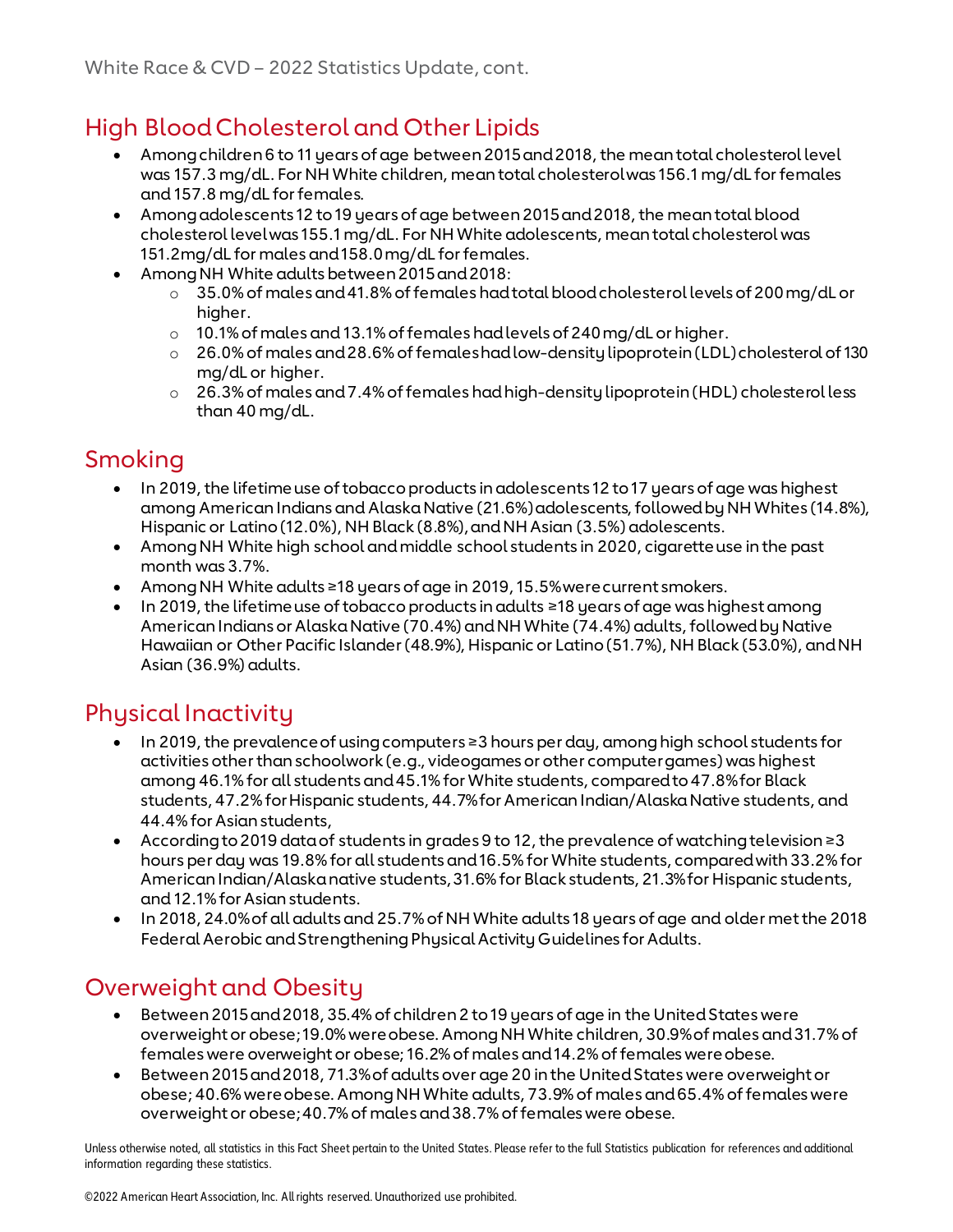## High Blood Cholesterol and Other Lipids

- Among children 6 to 11 years of age between 2015 and 2018, the mean total cholesterol level was 157.3 mg/dL. For NH White children, mean total cholesterol was 156.1 mg/dL for females and 157.8 mg/dL for females.
- Among adolescents 12 to 19 years of age between 2015 and 2018, the mean total blood cholesterol level was 155.1 mg/dL. For NH White adolescents, mean total cholesterol was 151.2mg/dL for males and 158.0 mg/dL for females.
- Among NH White adults between 2015 and 2018:
  - 35.0% of males and 41.8% of females had total blood cholesterol levels of 200 mg/dL or higher.
  - 10.1% of males and 13.1% of females had levels of 240 mg/dL or higher.
  - 26.0% of males and 28.6% of females had low-density lipoprotein (LDL) cholesterol of 130 mg/dL or higher.
  - 26.3% of males and 7.4% of females had high-density lipoprotein (HDL) cholesterol less than 40 mg/dL.

## Smoking

- In 2019, the lifetime use of tobacco products in adolescents 12 to 17 years of age was highest among American Indians and Alaska Native (21.6%) adolescents, followed by NH Whites (14.8%), Hispanic or Latino (12.0%), NH Black (8.8%), and NH Asian (3.5%) adolescents.
- Among NH White high school and middle school students in 2020, cigarette use in the past month was 3.7%.
- Among NH White adults ≥18 years of age in 2019, 15.5% were current smokers.
- In 2019, the lifetime use of tobacco products in adults ≥18 years of age was highest among American Indians or Alaska Native (70.4%) and NH White (74.4%) adults, followed by Native Hawaiian or Other Pacific Islander (48.9%), Hispanic or Latino (51.7%), NH Black (53.0%), and NH Asian (36.9%) adults.

## Physical Inactivity

- In 2019, the prevalence of using computers ≥3 hours per day, among high school students for activities other than schoolwork (e.g., videogames or other computer games) was highest among 46.1% for all students and 45.1% for White students, compared to 47.8% for Black students, 47.2% for Hispanic students, 44.7% for American Indian/Alaska Native students, and 44.4% for Asian students,
- According to 2019 data of students in grades 9 to 12, the prevalence of watching television ≥3 hours per day was 19.8% for all students and 16.5% for White students, compared with 33.2% for American Indian/Alaska native students, 31.6% for Black students, 21.3% for Hispanic students, and 12.1% for Asian students.
- In 2018, 24.0% of all adults and 25.7% of NH White adults 18 years of age and older met the 2018 Federal Aerobic and Strengthening Physical Activity Guidelines for Adults.

## Overweight and Obesity

- Between 2015 and 2018, 35.4% of children 2 to 19 years of age in the United States were overweight or obese; 19.0% were obese. Among NH White children, 30.9% of males and 31.7% of females were overweight or obese; 16.2% of males and 14.2% of females were obese.
- Between 2015 and 2018, 71.3% of adults over age 20 in the United States were overweight or obese; 40.6% were obese. Among NH White adults, 73.9% of males and 65.4% of females were overweight or obese; 40.7% of males and 38.7% of females were obese.

Unless otherwise noted, all statistics in this Fact Sheet pertain to the United States. Please refer to the full Statistics publication for references and additional information regarding these statistics.

©2022 American Heart Association, Inc. All rights reserved. Unauthorized use prohibited.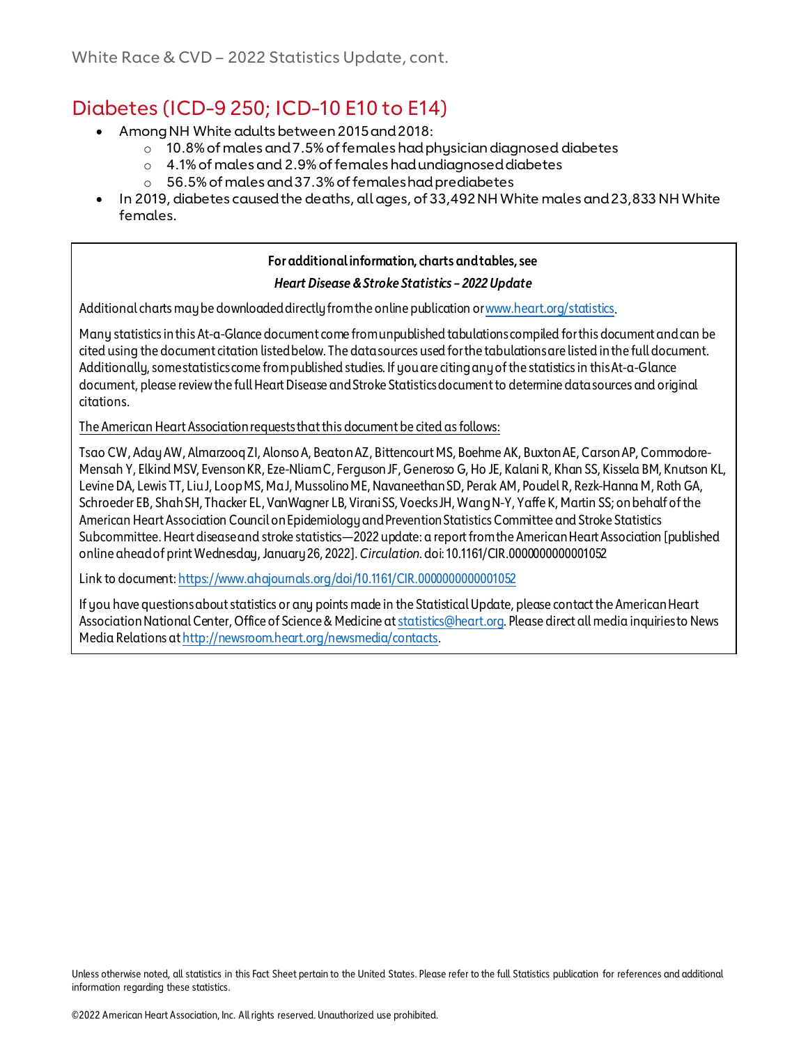## Diabetes (ICD-9 250; ICD-10 E10 to E14)

- Among NH White adults between 2015 and 2018:
  - 10.8% of males and 7.5% of females had physician diagnosed diabetes
  - 4.1% of males and 2.9% of females had undiagnosed diabetes
  - 56.5% of males and 37.3% of females had prediabetes
- In 2019, diabetes caused the deaths, all ages, of 33,492 NH White males and 23,833 NH White females.

---

**For additional information, charts and tables, see**

***Heart Disease & Stroke Statistics – 2022 Update***

Additional charts may be downloaded directly from the online publication or www.heart.org/statistics.

Many statistics in this At-a-Glance document come from unpublished tabulations compiled for this document and can be cited using the document citation listed below. The data sources used for the tabulations are listed in the full document. Additionally, some statistics come from published studies. If you are citing any of the statistics in this At-a-Glance document, please review the full Heart Disease and Stroke Statistics document to determine data sources and original citations.

The American Heart Association requests that this document be cited as follows:

Tsao CW, Aday AW, Almarzooq ZI, Alonso A, Beaton AZ, Bittencourt MS, Boehme AK, Buxton AE, Carson AP, Commodore-Mensah Y, Elkind MSV, Evenson KR, Eze-Nliam C, Ferguson JF, Generoso G, Ho JE, Kalani R, Khan SS, Kissela BM, Knutson KL, Levine DA, Lewis TT, Liu J, Loop MS, Ma J, Mussolino ME, Navaneethan SD, Perak AM, Poudel R, Rezk-Hanna M, Roth GA, Schroeder EB, Shah SH, Thacker EL, VanWagner LB, Virani SS, Voecks JH, Wang N-Y, Yaffe K, Martin SS; on behalf of the American Heart Association Council on Epidemiology and Prevention Statistics Committee and Stroke Statistics Subcommittee. Heart disease and stroke statistics—2022 update: a report from the American Heart Association [published online ahead of print Wednesday, January 26, 2022]. *Circulation*. doi: 10.1161/CIR.0000000000001052

Link to document: https://www.ahajournals.org/doi/10.1161/CIR.0000000000001052

If you have questions about statistics or any points made in the Statistical Update, please contact the American Heart Association National Center, Office of Science & Medicine at statistics@heart.org. Please direct all media inquiries to News Media Relations at http://newsroom.heart.org/newsmedia/contacts.

---

Unless otherwise noted, all statistics in this Fact Sheet pertain to the United States. Please refer to the full Statistics publication for references and additional information regarding these statistics.

©2022 American Heart Association, Inc. All rights reserved. Unauthorized use prohibited.